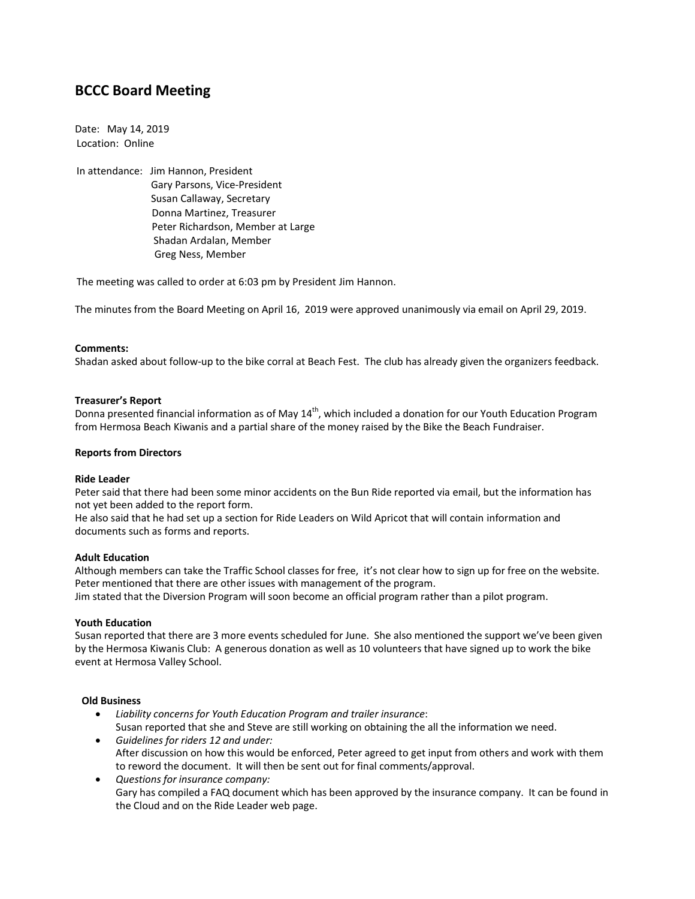# BCCC Board Meeting

Date: May 14, 2019
Location: Online

In attendance: Jim Hannon, President
Gary Parsons, Vice-President
Susan Callaway, Secretary
Donna Martinez, Treasurer
Peter Richardson, Member at Large
Shadan Ardalan, Member
Greg Ness, Member

The meeting was called to order at 6:03 pm by President Jim Hannon.

The minutes from the Board Meeting on April 16, 2019 were approved unanimously via email on April 29, 2019.

**Comments:**
Shadan asked about follow-up to the bike corral at Beach Fest. The club has already given the organizers feedback.

**Treasurer's Report**
Donna presented financial information as of May 14th, which included a donation for our Youth Education Program from Hermosa Beach Kiwanis and a partial share of the money raised by the Bike the Beach Fundraiser.

**Reports from Directors**

**Ride Leader**
Peter said that there had been some minor accidents on the Bun Ride reported via email, but the information has not yet been added to the report form.
He also said that he had set up a section for Ride Leaders on Wild Apricot that will contain information and documents such as forms and reports.

**Adult Education**
Although members can take the Traffic School classes for free, it's not clear how to sign up for free on the website. Peter mentioned that there are other issues with management of the program.
Jim stated that the Diversion Program will soon become an official program rather than a pilot program.

**Youth Education**
Susan reported that there are 3 more events scheduled for June. She also mentioned the support we've been given by the Hermosa Kiwanis Club: A generous donation as well as 10 volunteers that have signed up to work the bike event at Hermosa Valley School.

**Old Business**

- *Liability concerns for Youth Education Program and trailer insurance*:
  Susan reported that she and Steve are still working on obtaining the all the information we need.
- *Guidelines for riders 12 and under:*
  After discussion on how this would be enforced, Peter agreed to get input from others and work with them to reword the document. It will then be sent out for final comments/approval.
- *Questions for insurance company:*
  Gary has compiled a FAQ document which has been approved by the insurance company. It can be found in the Cloud and on the Ride Leader web page.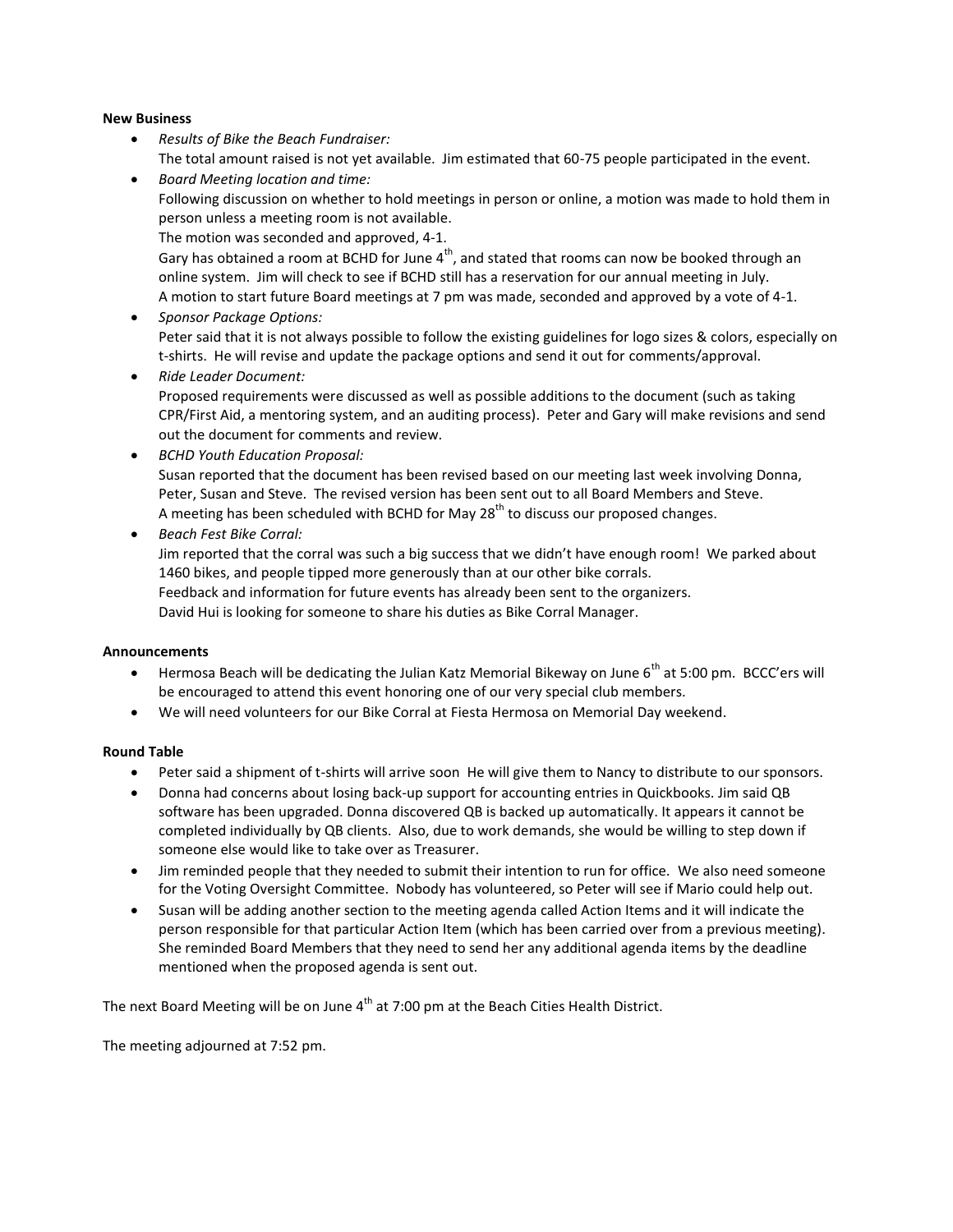**New Business**

- *Results of Bike the Beach Fundraiser:*
  The total amount raised is not yet available. Jim estimated that 60-75 people participated in the event.
- *Board Meeting location and time:*
  Following discussion on whether to hold meetings in person or online, a motion was made to hold them in person unless a meeting room is not available.
  The motion was seconded and approved, 4-1.
  Gary has obtained a room at BCHD for June 4th, and stated that rooms can now be booked through an online system. Jim will check to see if BCHD still has a reservation for our annual meeting in July.
  A motion to start future Board meetings at 7 pm was made, seconded and approved by a vote of 4-1.
- *Sponsor Package Options:*
  Peter said that it is not always possible to follow the existing guidelines for logo sizes & colors, especially on t-shirts. He will revise and update the package options and send it out for comments/approval.
- *Ride Leader Document:*
  Proposed requirements were discussed as well as possible additions to the document (such as taking CPR/First Aid, a mentoring system, and an auditing process). Peter and Gary will make revisions and send out the document for comments and review.
- *BCHD Youth Education Proposal:*
  Susan reported that the document has been revised based on our meeting last week involving Donna, Peter, Susan and Steve. The revised version has been sent out to all Board Members and Steve.
  A meeting has been scheduled with BCHD for May 28th to discuss our proposed changes.
- *Beach Fest Bike Corral:*
  Jim reported that the corral was such a big success that we didn't have enough room! We parked about 1460 bikes, and people tipped more generously than at our other bike corrals.
  Feedback and information for future events has already been sent to the organizers.
  David Hui is looking for someone to share his duties as Bike Corral Manager.

**Announcements**

- Hermosa Beach will be dedicating the Julian Katz Memorial Bikeway on June 6th at 5:00 pm. BCCC'ers will be encouraged to attend this event honoring one of our very special club members.
- We will need volunteers for our Bike Corral at Fiesta Hermosa on Memorial Day weekend.

**Round Table**

- Peter said a shipment of t-shirts will arrive soon He will give them to Nancy to distribute to our sponsors.
- Donna had concerns about losing back-up support for accounting entries in Quickbooks. Jim said QB software has been upgraded. Donna discovered QB is backed up automatically. It appears it cannot be completed individually by QB clients. Also, due to work demands, she would be willing to step down if someone else would like to take over as Treasurer.
- Jim reminded people that they needed to submit their intention to run for office. We also need someone for the Voting Oversight Committee. Nobody has volunteered, so Peter will see if Mario could help out.
- Susan will be adding another section to the meeting agenda called Action Items and it will indicate the person responsible for that particular Action Item (which has been carried over from a previous meeting). She reminded Board Members that they need to send her any additional agenda items by the deadline mentioned when the proposed agenda is sent out.

The next Board Meeting will be on June 4th at 7:00 pm at the Beach Cities Health District.

The meeting adjourned at 7:52 pm.